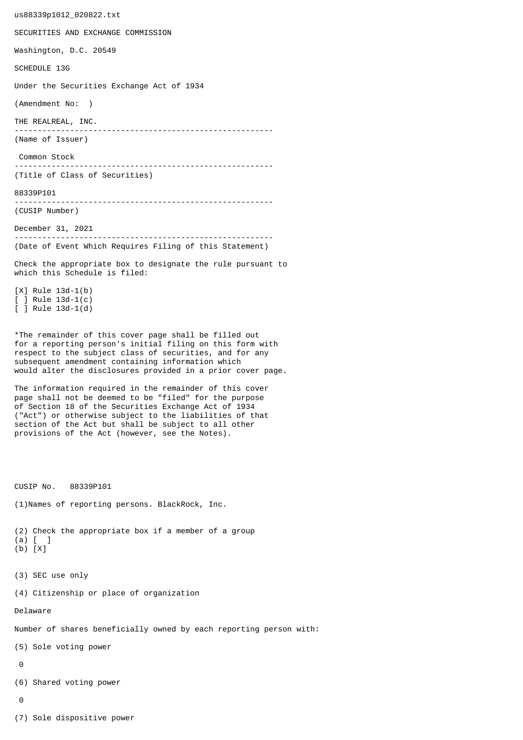us88339p1012_020822.txt

SECURITIES AND EXCHANGE COMMISSION

Washington, D.C. 20549

SCHEDULE 13G

Under the Securities Exchange Act of 1934

(Amendment No: )

THE REALREAL, INC.

--------------------------------------------------------

(Name of Issuer)

Common Stock

--------------------------------------------------------

(Title of Class of Securities)

88339P101

--------------------------------------------------------

(CUSIP Number)

December 31, 2021

--------------------------------------------------------

(Date of Event Which Requires Filing of this Statement)

Check the appropriate box to designate the rule pursuant to which this Schedule is filed:

[X] Rule 13d-1(b)
[ ] Rule 13d-1(c)
[ ] Rule 13d-1(d)

*The remainder of this cover page shall be filled out for a reporting person's initial filing on this form with respect to the subject class of securities, and for any subsequent amendment containing information which would alter the disclosures provided in a prior cover page.

The information required in the remainder of this cover page shall not be deemed to be "filed" for the purpose of Section 18 of the Securities Exchange Act of 1934 ("Act") or otherwise subject to the liabilities of that section of the Act but shall be subject to all other provisions of the Act (however, see the Notes).

CUSIP No. 88339P101

(1)Names of reporting persons. BlackRock, Inc.

(2) Check the appropriate box if a member of a group
(a) [ ]
(b) [X]

(3) SEC use only

(4) Citizenship or place of organization

Delaware

Number of shares beneficially owned by each reporting person with:

(5) Sole voting power

0

(6) Shared voting power

0

(7) Sole dispositive power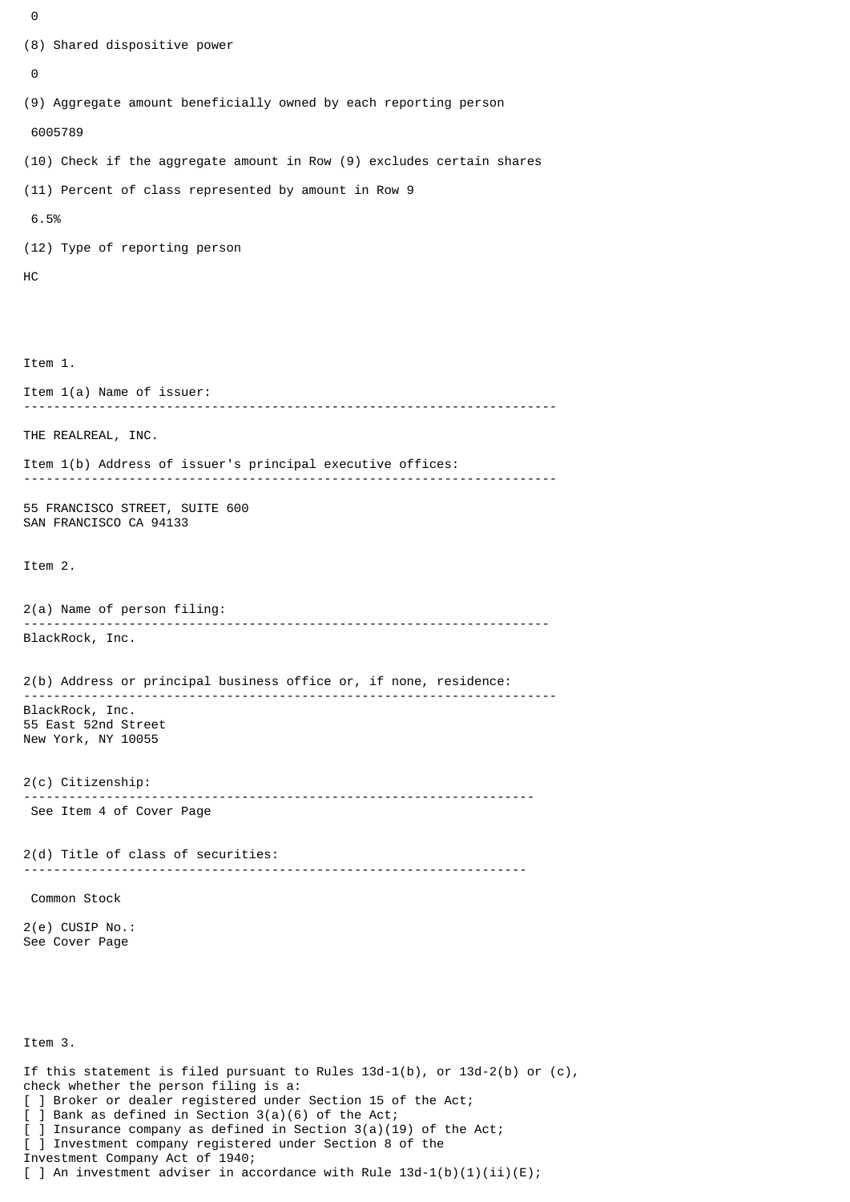0

(8) Shared dispositive power

0

(9) Aggregate amount beneficially owned by each reporting person

6005789

(10) Check if the aggregate amount in Row (9) excludes certain shares

(11) Percent of class represented by amount in Row 9

6.5%

(12) Type of reporting person

HC

Item 1.

Item 1(a) Name of issuer:

---

THE REALREAL, INC.

Item 1(b) Address of issuer's principal executive offices:

---

55 FRANCISCO STREET, SUITE 600
SAN FRANCISCO CA 94133

Item 2.

2(a) Name of person filing:

---

BlackRock, Inc.

2(b) Address or principal business office or, if none, residence:

---

BlackRock, Inc.
55 East 52nd Street
New York, NY 10055

2(c) Citizenship:

---

See Item 4 of Cover Page

2(d) Title of class of securities:

---

Common Stock

2(e) CUSIP No.:
See Cover Page

Item 3.

If this statement is filed pursuant to Rules 13d-1(b), or 13d-2(b) or (c), check whether the person filing is a:

[ ] Broker or dealer registered under Section 15 of the Act;
[ ] Bank as defined in Section 3(a)(6) of the Act;
[ ] Insurance company as defined in Section 3(a)(19) of the Act;
[ ] Investment company registered under Section 8 of the Investment Company Act of 1940;
[ ] An investment adviser in accordance with Rule 13d-1(b)(1)(ii)(E);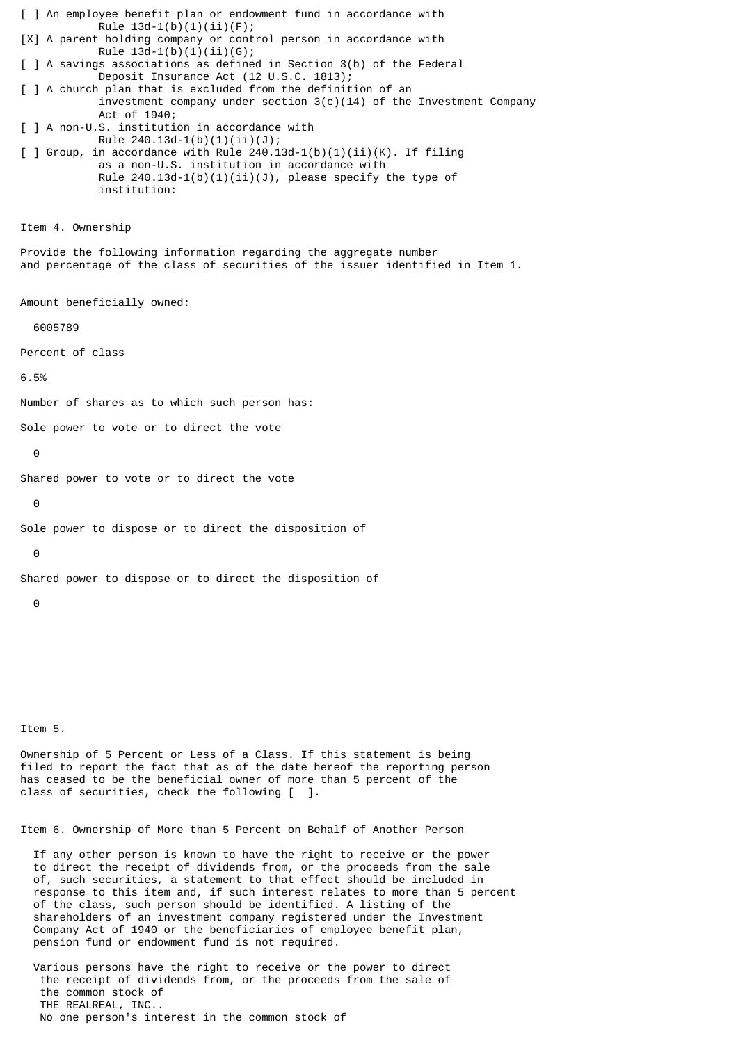[ ] An employee benefit plan or endowment fund in accordance with Rule 13d-1(b)(1)(ii)(F);

[X] A parent holding company or control person in accordance with Rule 13d-1(b)(1)(ii)(G);

[ ] A savings associations as defined in Section 3(b) of the Federal Deposit Insurance Act (12 U.S.C. 1813);

[ ] A church plan that is excluded from the definition of an investment company under section 3(c)(14) of the Investment Company Act of 1940;

[ ] A non-U.S. institution in accordance with Rule 240.13d-1(b)(1)(ii)(J);

[ ] Group, in accordance with Rule 240.13d-1(b)(1)(ii)(K). If filing as a non-U.S. institution in accordance with Rule 240.13d-1(b)(1)(ii)(J), please specify the type of institution:

Item 4. Ownership

Provide the following information regarding the aggregate number and percentage of the class of securities of the issuer identified in Item 1.

Amount beneficially owned:

6005789

Percent of class

6.5%

Number of shares as to which such person has:

Sole power to vote or to direct the vote

0

Shared power to vote or to direct the vote

0

Sole power to dispose or to direct the disposition of

0

Shared power to dispose or to direct the disposition of

0

Item 5.

Ownership of 5 Percent or Less of a Class. If this statement is being filed to report the fact that as of the date hereof the reporting person has ceased to be the beneficial owner of more than 5 percent of the class of securities, check the following [ ].

Item 6. Ownership of More than 5 Percent on Behalf of Another Person

If any other person is known to have the right to receive or the power to direct the receipt of dividends from, or the proceeds from the sale of, such securities, a statement to that effect should be included in response to this item and, if such interest relates to more than 5 percent of the class, such person should be identified. A listing of the shareholders of an investment company registered under the Investment Company Act of 1940 or the beneficiaries of employee benefit plan, pension fund or endowment fund is not required.

Various persons have the right to receive or the power to direct the receipt of dividends from, or the proceeds from the sale of the common stock of THE REALREAL, INC.. No one person's interest in the common stock of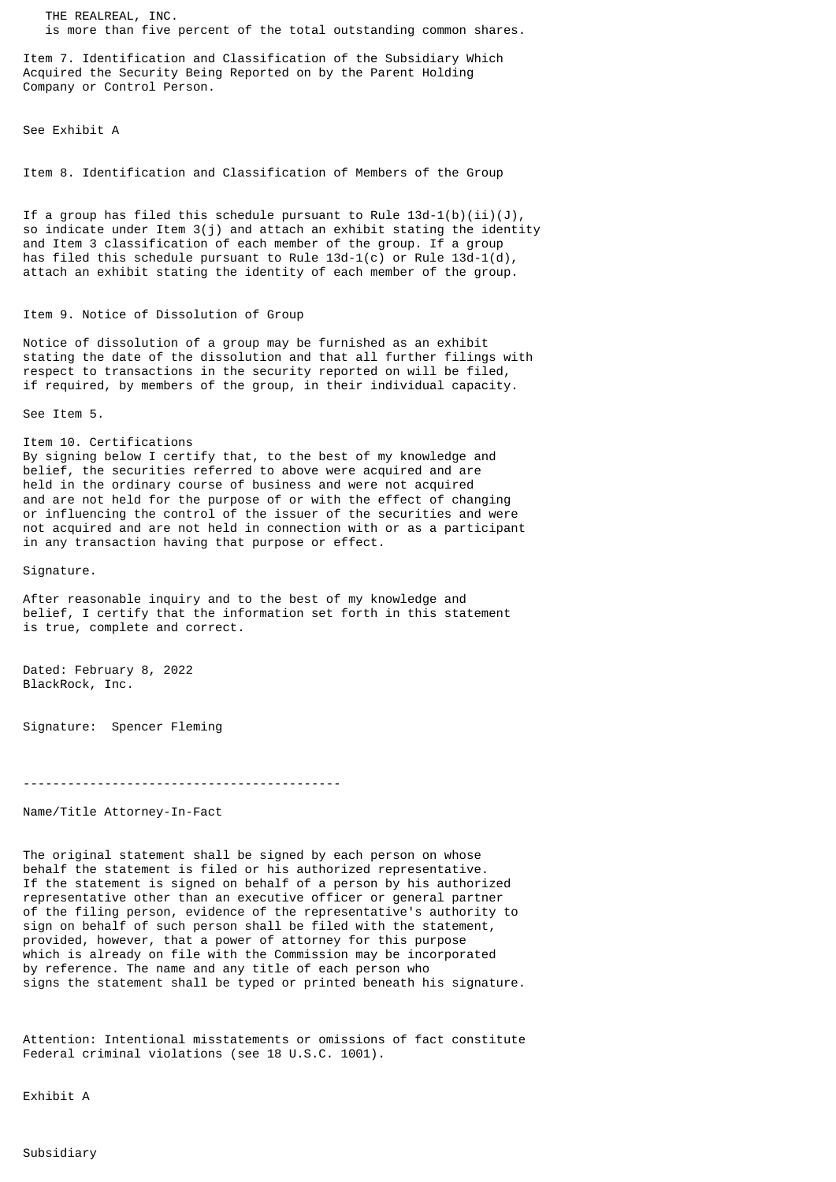THE REALREAL, INC.
is more than five percent of the total outstanding common shares.

Item 7. Identification and Classification of the Subsidiary Which Acquired the Security Being Reported on by the Parent Holding Company or Control Person.

See Exhibit A

Item 8. Identification and Classification of Members of the Group

If a group has filed this schedule pursuant to Rule 13d-1(b)(ii)(J), so indicate under Item 3(j) and attach an exhibit stating the identity and Item 3 classification of each member of the group. If a group has filed this schedule pursuant to Rule 13d-1(c) or Rule 13d-1(d), attach an exhibit stating the identity of each member of the group.

Item 9. Notice of Dissolution of Group

Notice of dissolution of a group may be furnished as an exhibit stating the date of the dissolution and that all further filings with respect to transactions in the security reported on will be filed, if required, by members of the group, in their individual capacity.

See Item 5.

Item 10. Certifications
By signing below I certify that, to the best of my knowledge and belief, the securities referred to above were acquired and are held in the ordinary course of business and were not acquired and are not held for the purpose of or with the effect of changing or influencing the control of the issuer of the securities and were not acquired and are not held in connection with or as a participant in any transaction having that purpose or effect.

Signature.

After reasonable inquiry and to the best of my knowledge and belief, I certify that the information set forth in this statement is true, complete and correct.

Dated: February 8, 2022
BlackRock, Inc.

Signature: Spencer Fleming

-------------------------------------------

Name/Title Attorney-In-Fact

The original statement shall be signed by each person on whose behalf the statement is filed or his authorized representative. If the statement is signed on behalf of a person by his authorized representative other than an executive officer or general partner of the filing person, evidence of the representative's authority to sign on behalf of such person shall be filed with the statement, provided, however, that a power of attorney for this purpose which is already on file with the Commission may be incorporated by reference. The name and any title of each person who signs the statement shall be typed or printed beneath his signature.

Attention: Intentional misstatements or omissions of fact constitute Federal criminal violations (see 18 U.S.C. 1001).

Exhibit A

Subsidiary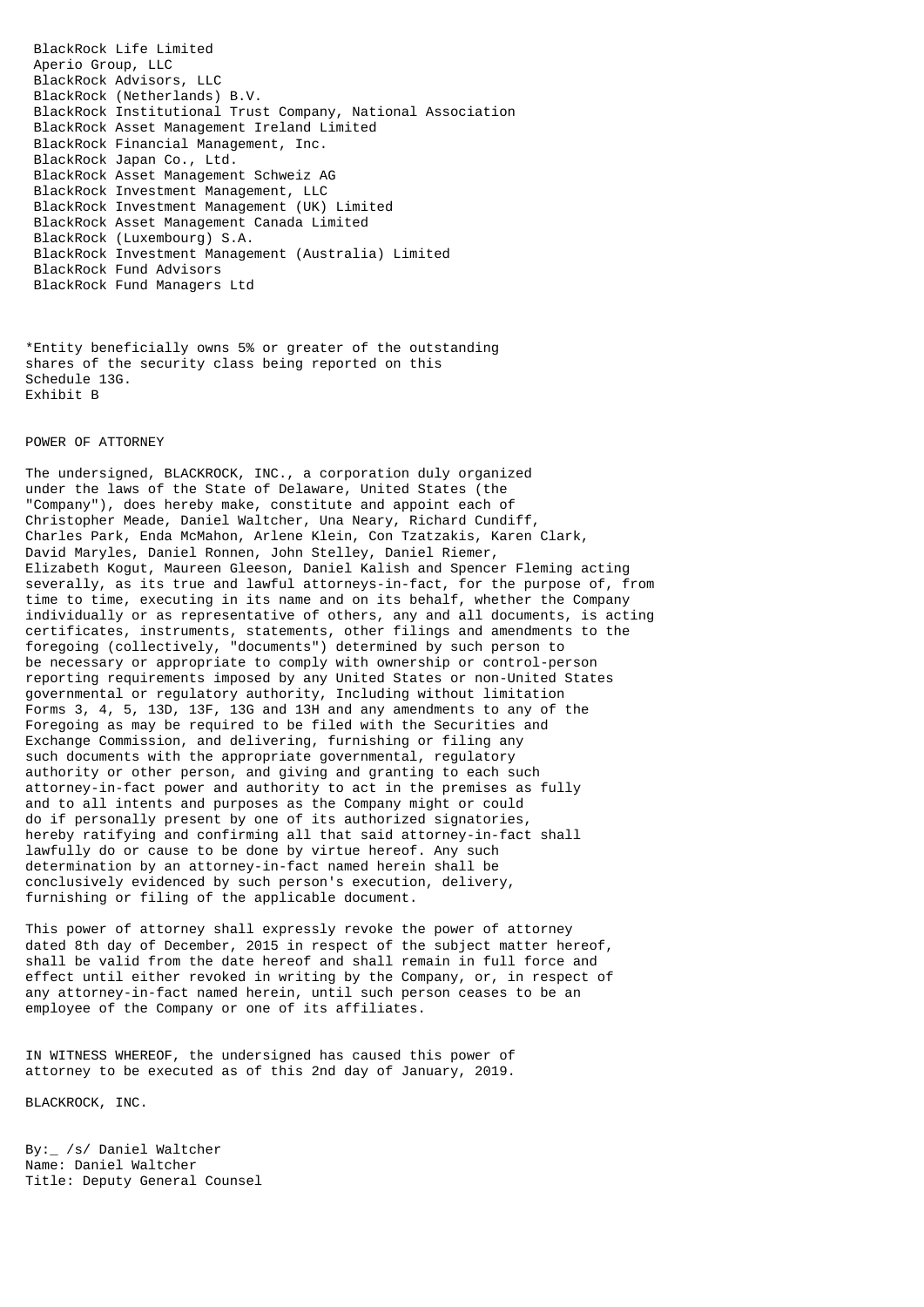BlackRock Life Limited
Aperio Group, LLC
BlackRock Advisors, LLC
BlackRock (Netherlands) B.V.
BlackRock Institutional Trust Company, National Association
BlackRock Asset Management Ireland Limited
BlackRock Financial Management, Inc.
BlackRock Japan Co., Ltd.
BlackRock Asset Management Schweiz AG
BlackRock Investment Management, LLC
BlackRock Investment Management (UK) Limited
BlackRock Asset Management Canada Limited
BlackRock (Luxembourg) S.A.
BlackRock Investment Management (Australia) Limited
BlackRock Fund Advisors
BlackRock Fund Managers Ltd

*Entity beneficially owns 5% or greater of the outstanding shares of the security class being reported on this Schedule 13G.

Exhibit B

POWER OF ATTORNEY

The undersigned, BLACKROCK, INC., a corporation duly organized under the laws of the State of Delaware, United States (the "Company"), does hereby make, constitute and appoint each of Christopher Meade, Daniel Waltcher, Una Neary, Richard Cundiff, Charles Park, Enda McMahon, Arlene Klein, Con Tzatzakis, Karen Clark, David Maryles, Daniel Ronnen, John Stelley, Daniel Riemer, Elizabeth Kogut, Maureen Gleeson, Daniel Kalish and Spencer Fleming acting severally, as its true and lawful attorneys-in-fact, for the purpose of, from time to time, executing in its name and on its behalf, whether the Company individually or as representative of others, any and all documents, is acting certificates, instruments, statements, other filings and amendments to the foregoing (collectively, "documents") determined by such person to be necessary or appropriate to comply with ownership or control-person reporting requirements imposed by any United States or non-United States governmental or regulatory authority, Including without limitation Forms 3, 4, 5, 13D, 13F, 13G and 13H and any amendments to any of the Foregoing as may be required to be filed with the Securities and Exchange Commission, and delivering, furnishing or filing any such documents with the appropriate governmental, regulatory authority or other person, and giving and granting to each such attorney-in-fact power and authority to act in the premises as fully and to all intents and purposes as the Company might or could do if personally present by one of its authorized signatories, hereby ratifying and confirming all that said attorney-in-fact shall lawfully do or cause to be done by virtue hereof. Any such determination by an attorney-in-fact named herein shall be conclusively evidenced by such person's execution, delivery, furnishing or filing of the applicable document.

This power of attorney shall expressly revoke the power of attorney dated 8th day of December, 2015 in respect of the subject matter hereof, shall be valid from the date hereof and shall remain in full force and effect until either revoked in writing by the Company, or, in respect of any attorney-in-fact named herein, until such person ceases to be an employee of the Company or one of its affiliates.

IN WITNESS WHEREOF, the undersigned has caused this power of attorney to be executed as of this 2nd day of January, 2019.

BLACKROCK, INC.

By:_ /s/ Daniel Waltcher
Name: Daniel Waltcher
Title: Deputy General Counsel